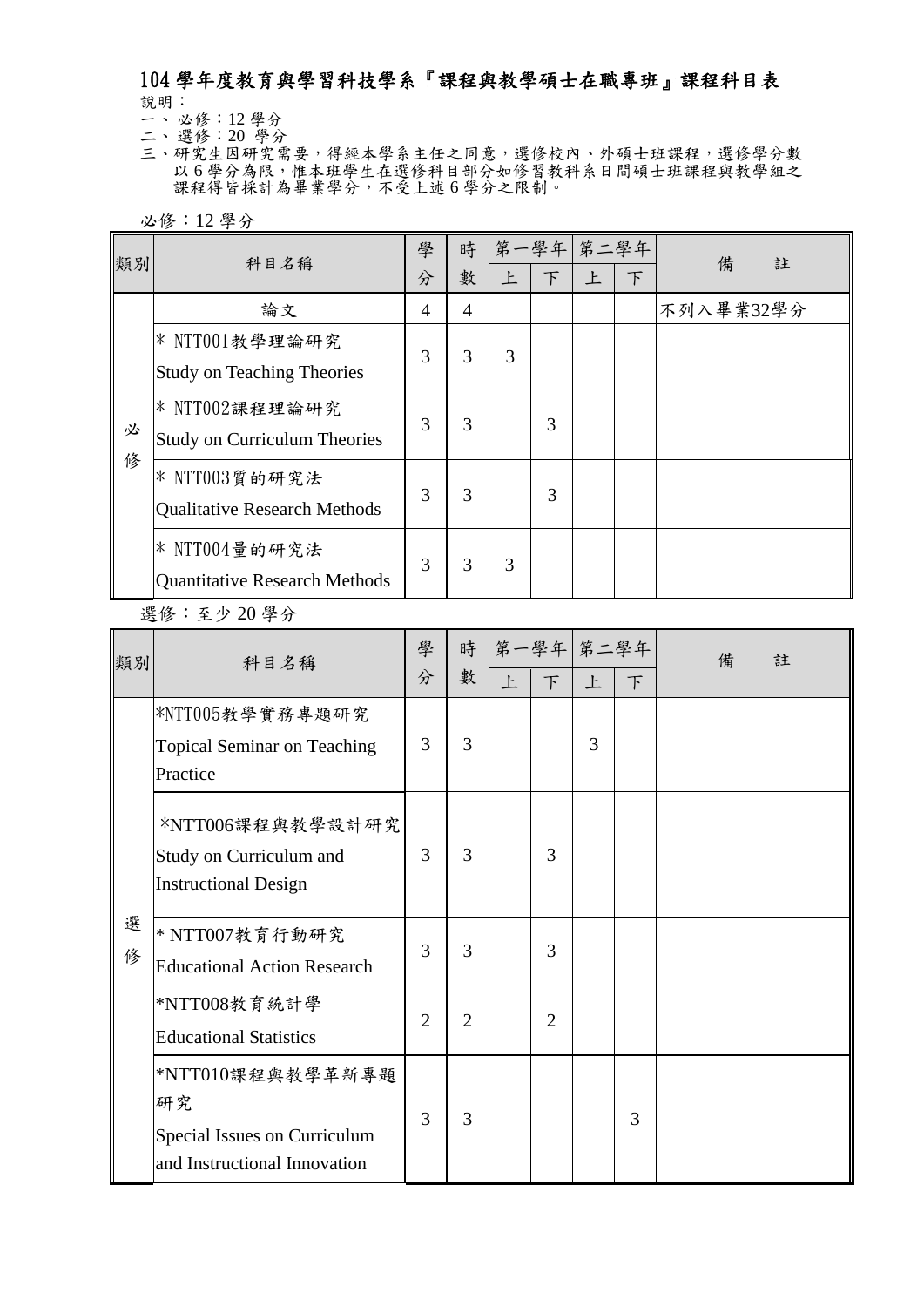# 104 學年度教育與學習科技學系『課程與教學碩士在職專班』課程科目表

說明：

一、必修：12 學分

二、選修：20 學分

三、研究生因研究需要，得經本學系主任之同意，選修校內、外碩士班課程，選修學分數以 6 學分為限，惟本班學生在選修科目部分如修習教科系日間碩士班課程與教學組之課程得皆採計為畢業學分，不受上述 6 學分之限制。

必修：12 學分

| 類別 | 科目名稱 | 學分 | 時數 | 第一學年 | | 第二學年 | | 備註 |
|---|---|---|---|---|---|---|---|---|
| | | | | 上 | 下 | 上 | 下 | |
| 必修 | 論文 | 4 | 4 | | | | | 不列入畢業32學分 |
| | * NTT001教學理論研究 Study on Teaching Theories | 3 | 3 | 3 | | | | |
| | * NTT002課程理論研究 Study on Curriculum Theories | 3 | 3 | | 3 | | | |
| | * NTT003質的研究法 Qualitative Research Methods | 3 | 3 | | 3 | | | |
| | * NTT004量的研究法 Quantitative Research Methods | 3 | 3 | 3 | | | | |

選修：至少 20 學分

| 類別 | 科目名稱 | 學分 | 時數 | 第一學年 | | 第二學年 | | 備註 |
|---|---|---|---|---|---|---|---|---|
| | | | | 上 | 下 | 上 | 下 | |
| 選修 | *NTT005教學實務專題研究 Topical Seminar on Teaching Practice | 3 | 3 | | | 3 | | |
| | *NTT006課程與教學設計研究 Study on Curriculum and Instructional Design | 3 | 3 | | 3 | | | |
| | * NTT007教育行動研究 Educational Action Research | 3 | 3 | | 3 | | | |
| | *NTT008教育統計學 Educational Statistics | 2 | 2 | | 2 | | | |
| | *NTT010課程與教學革新專題研究 Special Issues on Curriculum and Instructional Innovation | 3 | 3 | | | | 3 | |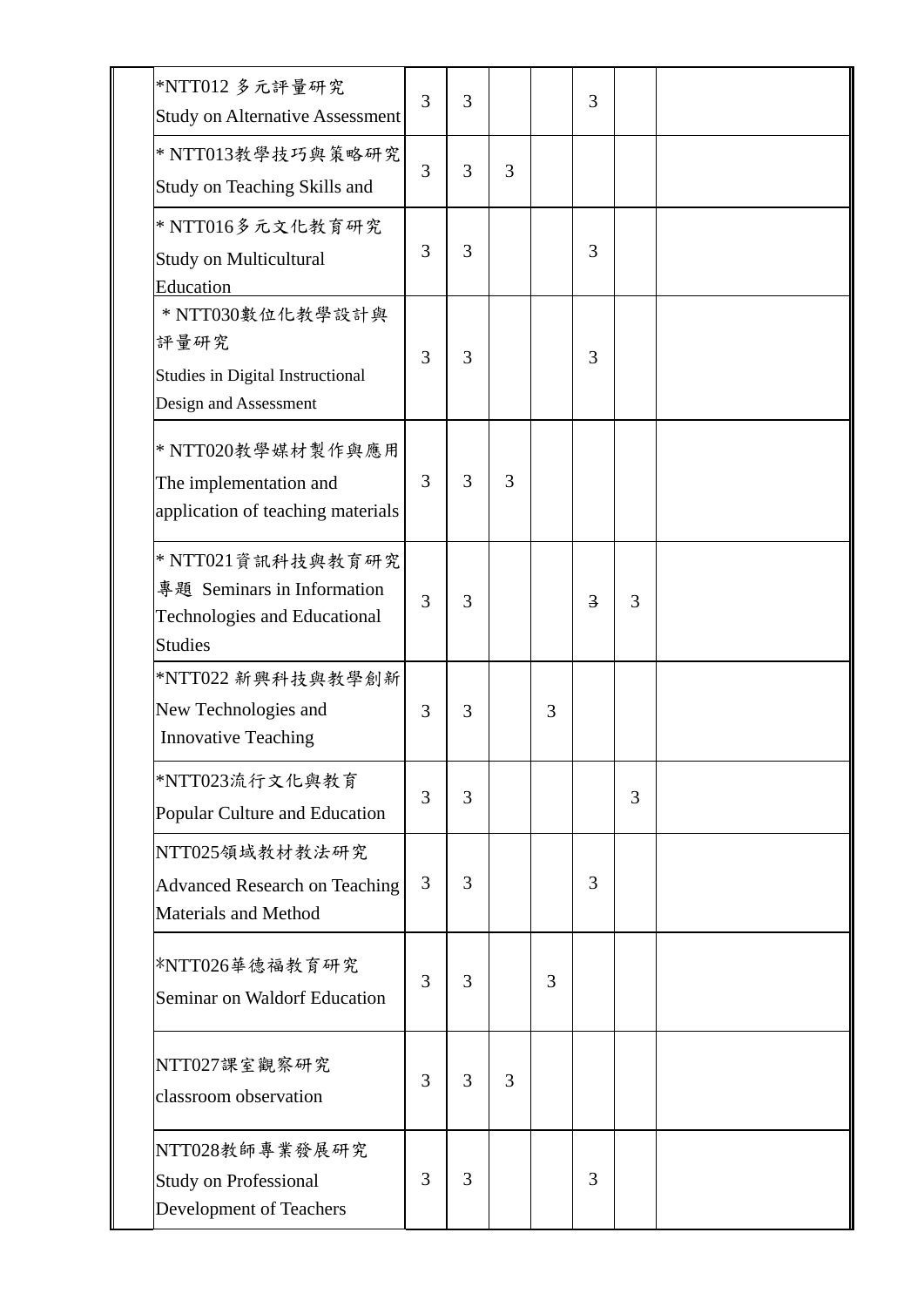| | | | | | | | | |
|---|---|---|---|---|---|---|---|---|
| | *NTT012 多元評量研究 Study on Alternative Assessment | 3 | 3 | | | 3 | | |
| | * NTT013教學技巧與策略研究 Study on Teaching Skills and | 3 | 3 | 3 | | | | |
| | * NTT016多元文化教育研究 Study on Multicultural Education | 3 | 3 | | | 3 | | |
| | * NTT030數位化教學設計與評量研究 Studies in Digital Instructional Design and Assessment | 3 | 3 | | | 3 | | |
| | * NTT020教學媒材製作與應用 The implementation and application of teaching materials | 3 | 3 | 3 | | | | |
| | * NTT021資訊科技與教育研究專題 Seminars in Information Technologies and Educational Studies | 3 | 3 | | | ~~3~~ | 3 | |
| | *NTT022 新興科技與教學創新 New Technologies and Innovative Teaching | 3 | 3 | | 3 | | | |
| | *NTT023流行文化與教育 Popular Culture and Education | 3 | 3 | | | | 3 | |
| | NTT025領域教材教法研究 Advanced Research on Teaching Materials and Method | 3 | 3 | | | 3 | | |
| | *NTT026華德福教育研究 Seminar on Waldorf Education | 3 | 3 | | 3 | | | |
| | NTT027課室觀察研究 classroom observation | 3 | 3 | 3 | | | | |
| | NTT028教師專業發展研究 Study on Professional Development of Teachers | 3 | 3 | | | 3 | | |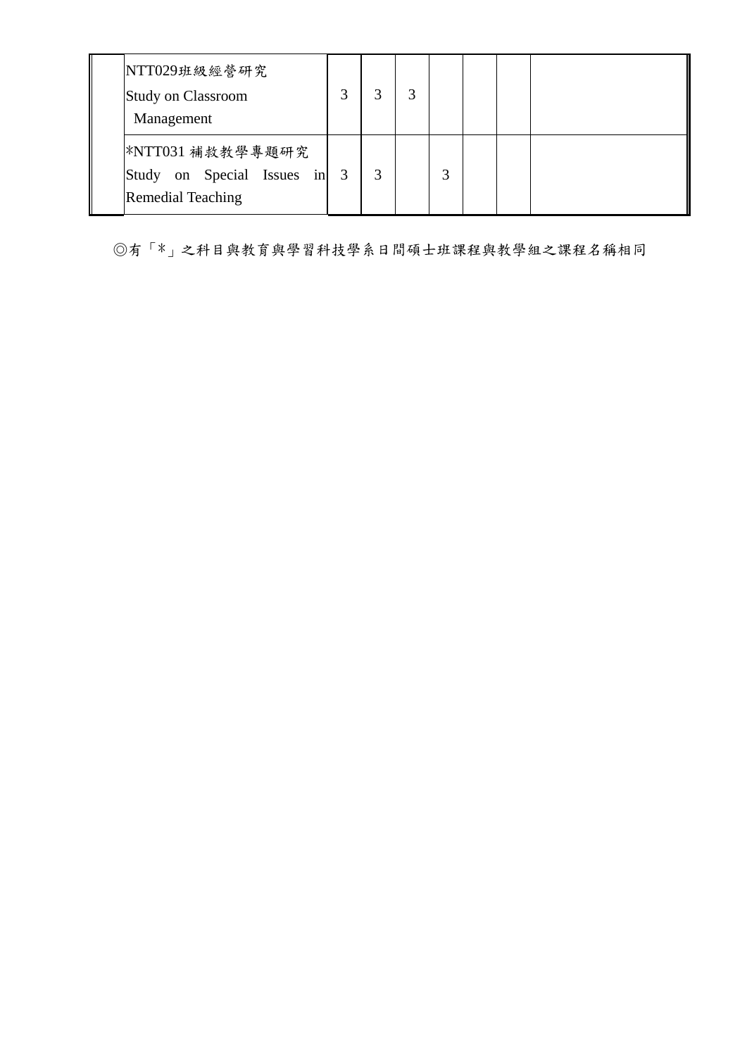| | | | | | | | | |
|---|---|---|---|---|---|---|---|---|
| | NTT029班級經營研究<br>Study on Classroom<br>Management | 3 | 3 | 3 | | | | |
| | *NTT031 補救教學專題研究<br>Study on Special Issues in<br>Remedial Teaching | 3 | 3 | | 3 | | | |

◎有「*」之科目與教育與學習科技學系日間碩士班課程與教學組之課程名稱相同